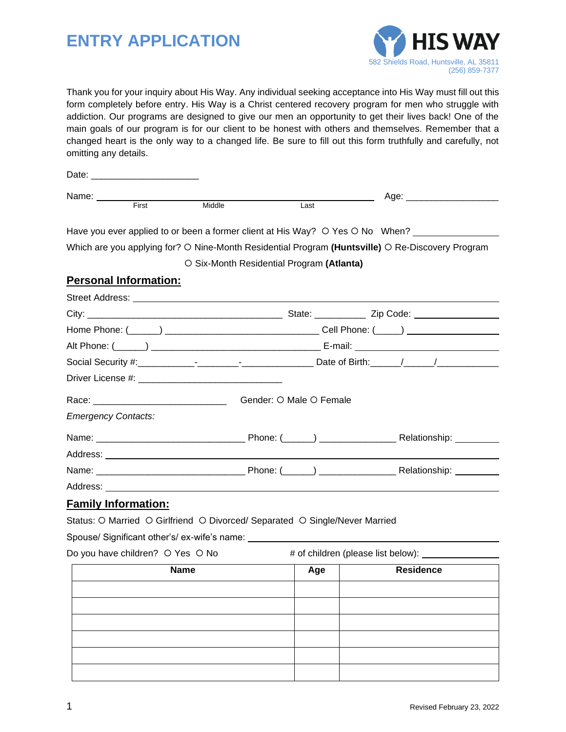# ENTRY APPLICATION

**HIS WAY**
582 Shields Road, Huntsville, AL 35811
(256) 859-7377

Thank you for your inquiry about His Way. Any individual seeking acceptance into His Way must fill out this form completely before entry. His Way is a Christ centered recovery program for men who struggle with addiction. Our programs are designed to give our men an opportunity to get their lives back! One of the main goals of our program is for our client to be honest with others and themselves. Remember that a changed heart is the only way to a changed life. Be sure to fill out this form truthfully and carefully, not omitting any details.

Date: ____________________

Name: ______________________________________________ Age: ________________
First Middle Last

Have you ever applied to or been a former client at His Way? ○ Yes ○ No When? ______________

Which are you applying for? ○ Nine-Month Residential Program **(Huntsville)** ○ Re-Discovery Program
○ Six-Month Residential Program **(Atlanta)**

## Personal Information:

Street Address: ____________________________________________________________

City: ____________________________________ State: _________ Zip Code: ______________

Home Phone: (_____) ____________________________ Cell Phone: (____) ________________

Alt Phone: (_____) _______________________________ E-mail: ________________________

Social Security #:__________-________-_____________ Date of Birth:_____/_____/___________

Driver License #: ___________________________

Race: _________________________ Gender: ○ Male ○ Female

*Emergency Contacts:*

Name: ____________________________ Phone: (_____) ______________ Relationship: ________

Address: ____________________________________________________________

Name: ____________________________ Phone: (_____) ______________ Relationship: ________

Address: ____________________________________________________________

## Family Information:

Status: ○ Married ○ Girlfriend ○ Divorced/ Separated ○ Single/Never Married

Spouse/ Significant other's/ ex-wife's name: ______________________________________

Do you have children? ○ Yes ○ No # of children (please list below): _____________

| Name | Age | Residence |
|---|---|---|
| | | |
| | | |
| | | |
| | | |
| | | |
| | | |

Revised February 23, 2022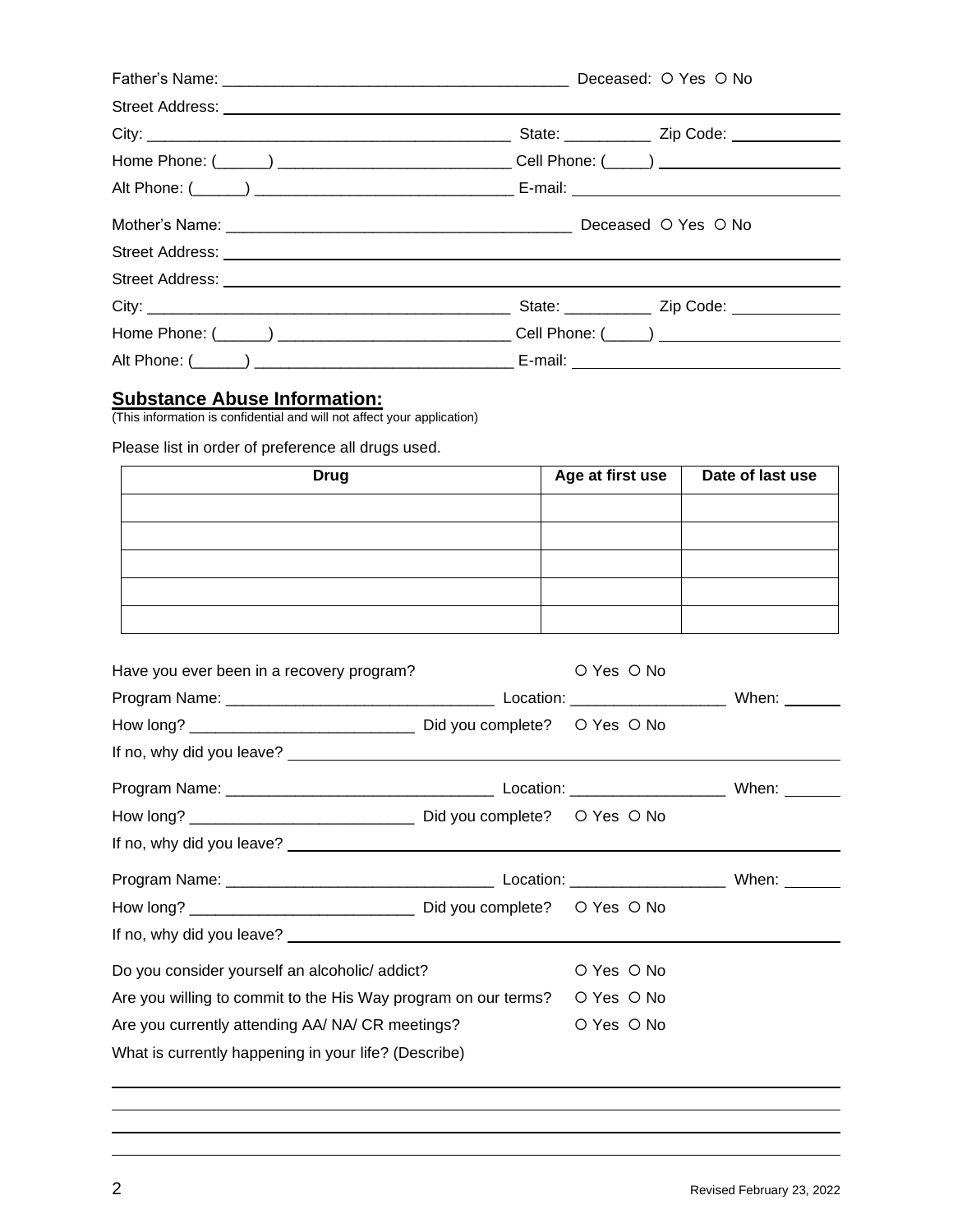Father's Name: _______________________________________ Deceased: ○ Yes ○ No

Street Address: ____________________________________________________________

City: _________________________________________ State: __________ Zip Code: _____________

Home Phone: (______) __________________________ Cell Phone: (_____) ____________________

Alt Phone: (______) ____________________________ E-mail: ______________________________

Mother's Name: _______________________________________ Deceased ○ Yes ○ No

Street Address: ____________________________________________________________

Street Address: ____________________________________________________________

City: _________________________________________ State: __________ Zip Code: ____________

Home Phone: (______) __________________________ Cell Phone: (_____) ____________________

Alt Phone: (______) ____________________________ E-mail: ______________________________

## Substance Abuse Information:

(This information is confidential and will not affect your application)

Please list in order of preference all drugs used.

| Drug | Age at first use | Date of last use |
|---|---|---|
| | | |
| | | |
| | | |
| | | |
| | | |

Have you ever been in a recovery program? ○ Yes ○ No

Program Name: ______________________________ Location: __________________ When: _______

How long? _________________________ Did you complete? ○ Yes ○ No

If no, why did you leave? ____________________________________________________________

Program Name: ______________________________ Location: __________________ When: _______

How long? _________________________ Did you complete? ○ Yes ○ No

If no, why did you leave? ____________________________________________________________

Program Name: ______________________________ Location: __________________ When: _______

How long? _________________________ Did you complete? ○ Yes ○ No

If no, why did you leave? ____________________________________________________________

Do you consider yourself an alcoholic/ addict? ○ Yes ○ No

Are you willing to commit to the His Way program on our terms? ○ Yes ○ No

Are you currently attending AA/ NA/ CR meetings? ○ Yes ○ No

What is currently happening in your life? (Describe)

____________________________________________________________________________

____________________________________________________________________________

____________________________________________________________________________

____________________________________________________________________________

Revised February 23, 2022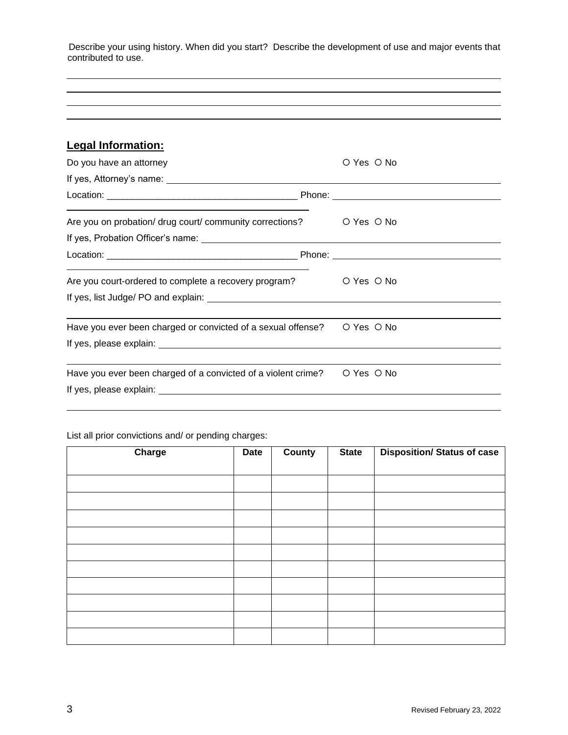Describe your using history. When did you start? Describe the development of use and major events that contributed to use.

______________________________________________________________________________

______________________________________________________________________________

______________________________________________________________________________

______________________________________________________________________________

## Legal Information:

Do you have an attorney ○ Yes ○ No

If yes, Attorney's name: ______________________________________________________

Location: _____________________________________ Phone: _________________________

Are you on probation/ drug court/ community corrections? ○ Yes ○ No

If yes, Probation Officer's name: _______________________________________________

Location: _____________________________________ Phone: _________________________

Are you court-ordered to complete a recovery program? ○ Yes ○ No

If yes, list Judge/ PO and explain: ______________________________________________

______________________________________________________________________________

Have you ever been charged or convicted of a sexual offense? ○ Yes ○ No

If yes, please explain: ________________________________________________________

______________________________________________________________________________

Have you ever been charged of a convicted of a violent crime? ○ Yes ○ No

If yes, please explain: ________________________________________________________

______________________________________________________________________________

List all prior convictions and/ or pending charges:

| Charge | Date | County | State | Disposition/ Status of case |
|---|---|---|---|---|
| | | | | |
| | | | | |
| | | | | |
| | | | | |
| | | | | |
| | | | | |
| | | | | |
| | | | | |
| | | | | |
| | | | | |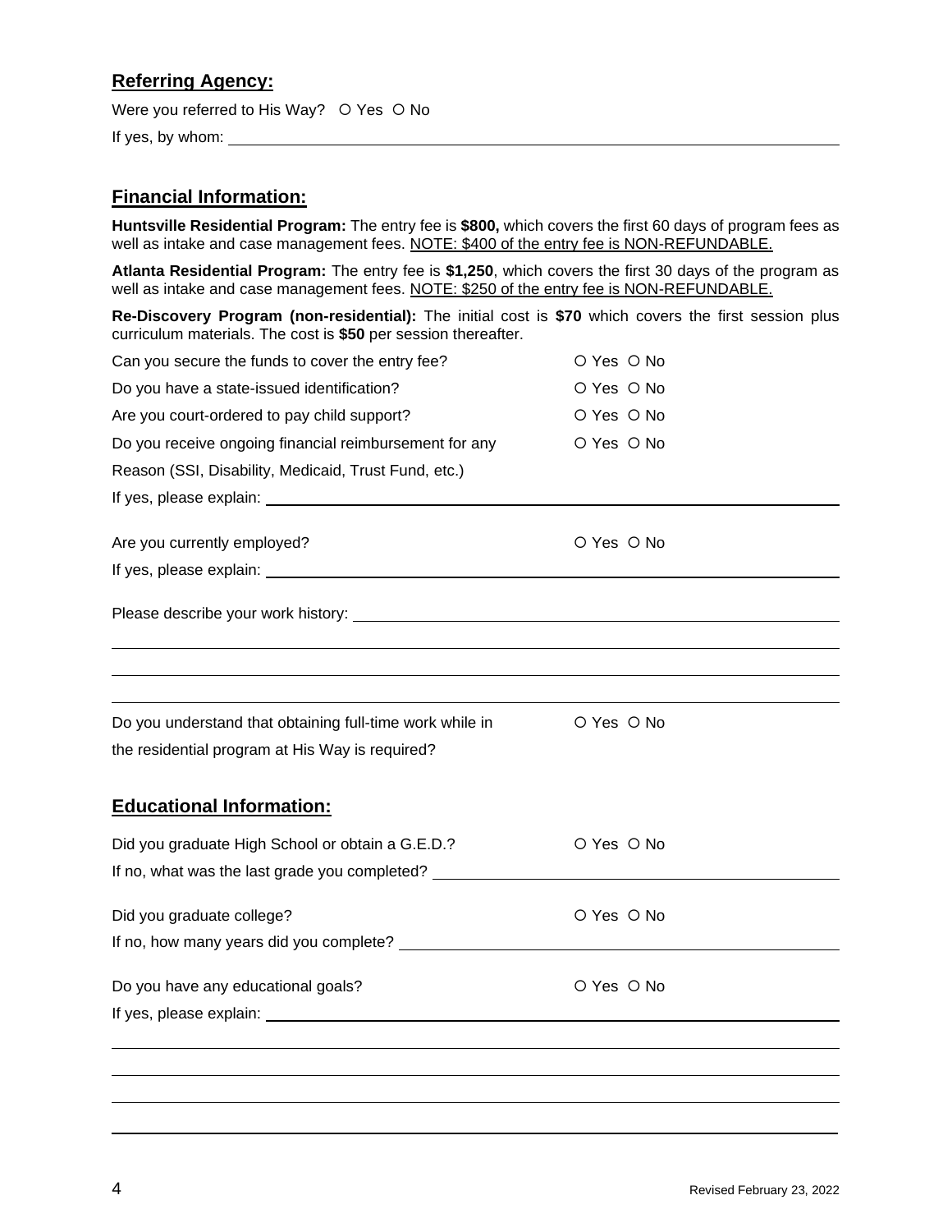## Referring Agency:

Were you referred to His Way? ○ Yes ○ No

If yes, by whom: ______________________________

## Financial Information:

**Huntsville Residential Program:** The entry fee is **$800,** which covers the first 60 days of program fees as well as intake and case management fees. <u>NOTE: $400 of the entry fee is NON-REFUNDABLE.</u>

**Atlanta Residential Program:** The entry fee is **$1,250**, which covers the first 30 days of the program as well as intake and case management fees. <u>NOTE: $250 of the entry fee is NON-REFUNDABLE.</u>

**Re-Discovery Program (non-residential):** The initial cost is **$70** which covers the first session plus curriculum materials. The cost is **$50** per session thereafter.

Can you secure the funds to cover the entry fee? ○ Yes ○ No

Do you have a state-issued identification? ○ Yes ○ No

Are you court-ordered to pay child support? ○ Yes ○ No

Do you receive ongoing financial reimbursement for any Reason (SSI, Disability, Medicaid, Trust Fund, etc.) ○ Yes ○ No

If yes, please explain: ______________________________

Are you currently employed? ○ Yes ○ No

If yes, please explain: ______________________________

Please describe your work history: ______________________________

______________________________

______________________________

______________________________

Do you understand that obtaining full-time work while in the residential program at His Way is required? ○ Yes ○ No

## Educational Information:

Did you graduate High School or obtain a G.E.D.? ○ Yes ○ No

If no, what was the last grade you completed? ______________________________

Did you graduate college? ○ Yes ○ No

If no, how many years did you complete? ______________________________

Do you have any educational goals? ○ Yes ○ No

If yes, please explain: ______________________________

______________________________

______________________________

______________________________

______________________________

Revised February 23, 2022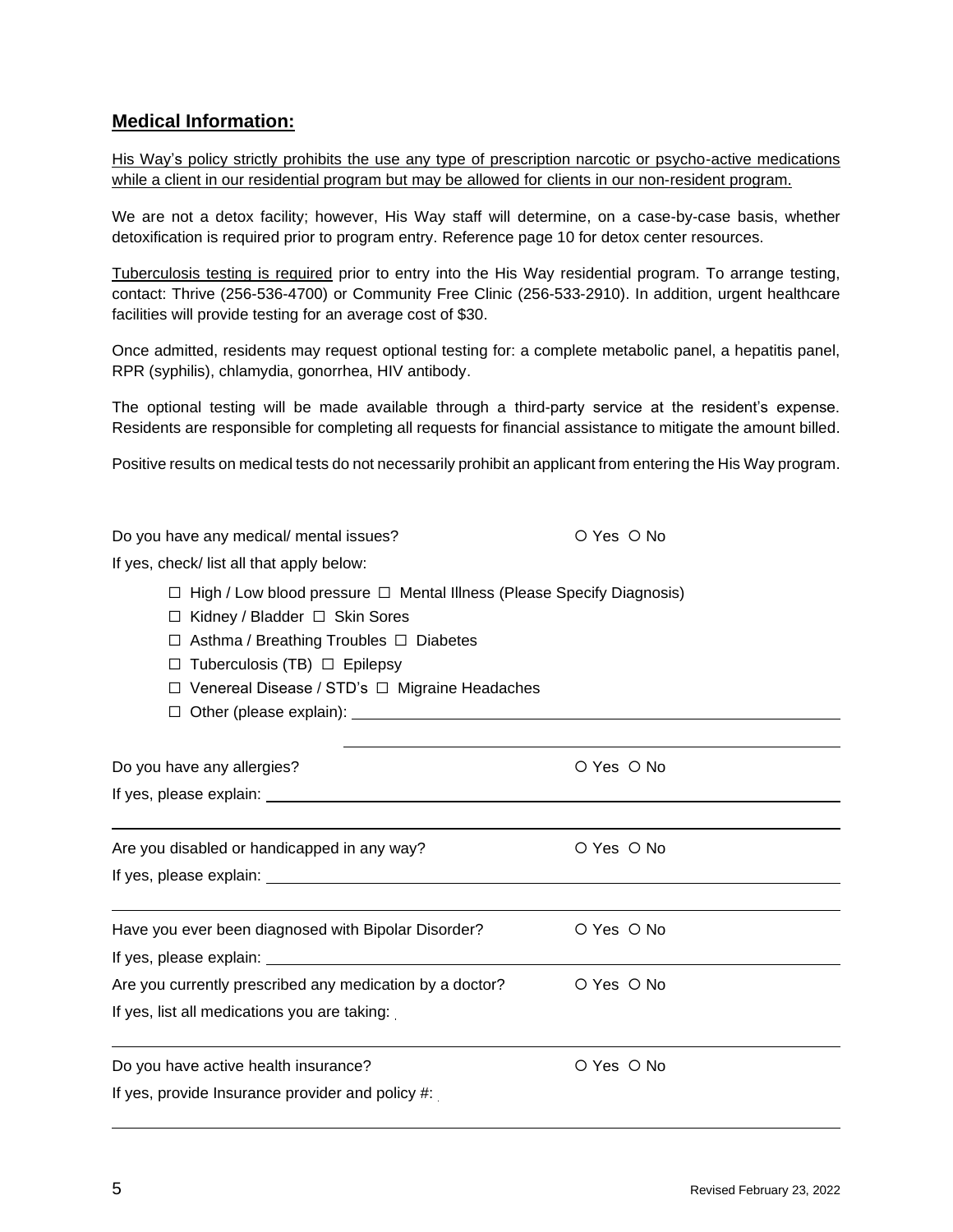## **Medical Information:**

<u>His Way's policy strictly prohibits the use any type of prescription narcotic or psycho-active medications while a client in our residential program but may be allowed for clients in our non-resident program.</u>

We are not a detox facility; however, His Way staff will determine, on a case-by-case basis, whether detoxification is required prior to program entry. Reference page 10 for detox center resources.

<u>Tuberculosis testing is required</u> prior to entry into the His Way residential program. To arrange testing, contact: Thrive (256-536-4700) or Community Free Clinic (256-533-2910). In addition, urgent healthcare facilities will provide testing for an average cost of $30.

Once admitted, residents may request optional testing for: a complete metabolic panel, a hepatitis panel, RPR (syphilis), chlamydia, gonorrhea, HIV antibody.

The optional testing will be made available through a third-party service at the resident's expense. Residents are responsible for completing all requests for financial assistance to mitigate the amount billed.

Positive results on medical tests do not necessarily prohibit an applicant from entering the His Way program.

Do you have any medical/ mental issues? ○ Yes ○ No

If yes, check/ list all that apply below:

- ☐ High / Low blood pressure ☐ Mental Illness (Please Specify Diagnosis)
- ☐ Kidney / Bladder ☐ Skin Sores
- ☐ Asthma / Breathing Troubles ☐ Diabetes
- ☐ Tuberculosis (TB) ☐ Epilepsy
- ☐ Venereal Disease / STD's ☐ Migraine Headaches
- ☐ Other (please explain): ____________________

Do you have any allergies? ○ Yes ○ No

If yes, please explain: ____________________

Are you disabled or handicapped in any way? ○ Yes ○ No

If yes, please explain: ____________________

Have you ever been diagnosed with Bipolar Disorder? ○ Yes ○ No

If yes, please explain: ____________________

Are you currently prescribed any medication by a doctor? ○ Yes ○ No

If yes, list all medications you are taking: ____________________

Do you have active health insurance? ○ Yes ○ No

If yes, provide Insurance provider and policy #: ____________________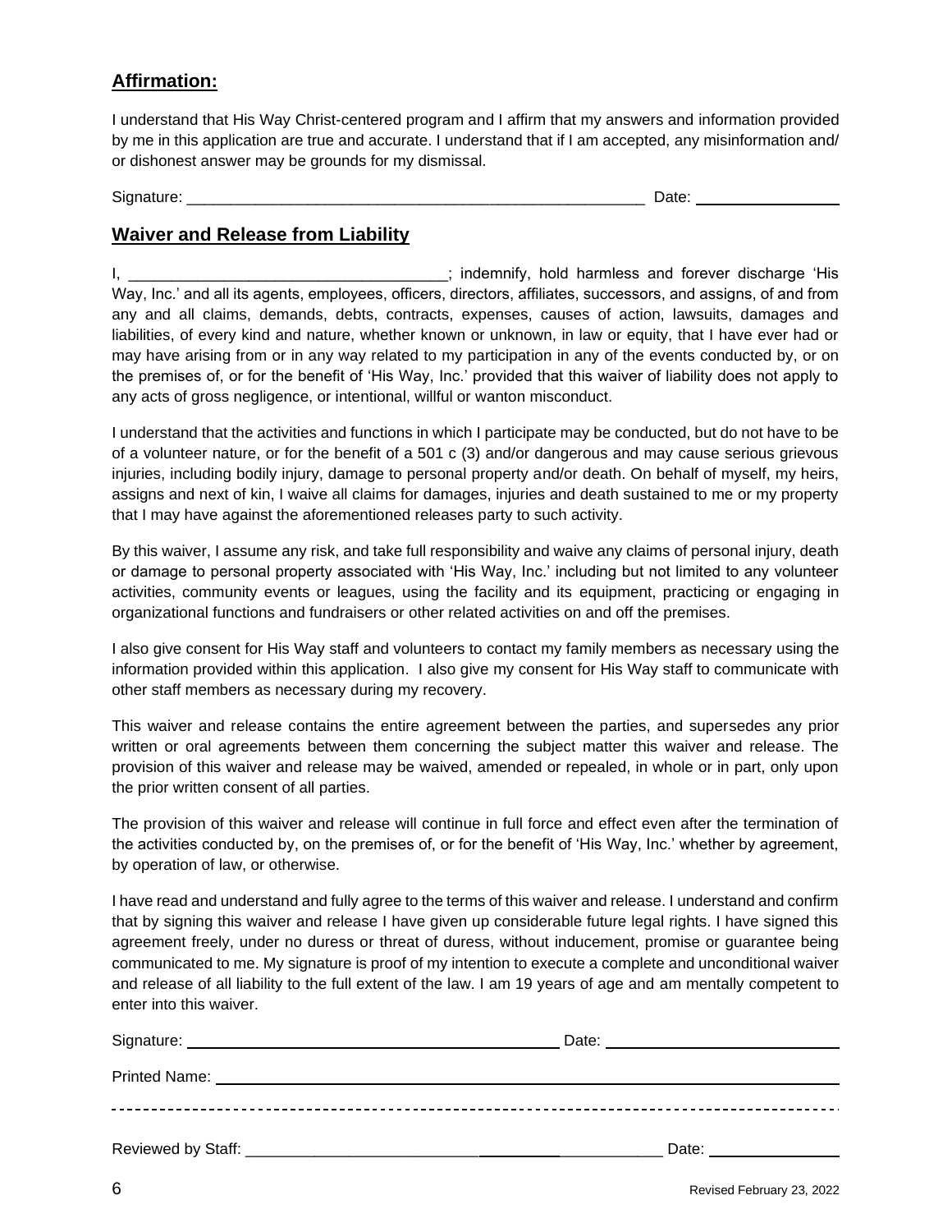## **Affirmation:**

I understand that His Way Christ-centered program and I affirm that my answers and information provided by me in this application are true and accurate. I understand that if I am accepted, any misinformation and/ or dishonest answer may be grounds for my dismissal.

Signature: _______________________________________________________ Date: _________________

## **Waiver and Release from Liability**

I, ____________________________________; indemnify, hold harmless and forever discharge 'His Way, Inc.' and all its agents, employees, officers, directors, affiliates, successors, and assigns, of and from any and all claims, demands, debts, contracts, expenses, causes of action, lawsuits, damages and liabilities, of every kind and nature, whether known or unknown, in law or equity, that I have ever had or may have arising from or in any way related to my participation in any of the events conducted by, or on the premises of, or for the benefit of 'His Way, Inc.' provided that this waiver of liability does not apply to any acts of gross negligence, or intentional, willful or wanton misconduct.

I understand that the activities and functions in which I participate may be conducted, but do not have to be of a volunteer nature, or for the benefit of a 501 c (3) and/or dangerous and may cause serious grievous injuries, including bodily injury, damage to personal property and/or death. On behalf of myself, my heirs, assigns and next of kin, I waive all claims for damages, injuries and death sustained to me or my property that I may have against the aforementioned releases party to such activity.

By this waiver, I assume any risk, and take full responsibility and waive any claims of personal injury, death or damage to personal property associated with 'His Way, Inc.' including but not limited to any volunteer activities, community events or leagues, using the facility and its equipment, practicing or engaging in organizational functions and fundraisers or other related activities on and off the premises.

I also give consent for His Way staff and volunteers to contact my family members as necessary using the information provided within this application. I also give my consent for His Way staff to communicate with other staff members as necessary during my recovery.

This waiver and release contains the entire agreement between the parties, and supersedes any prior written or oral agreements between them concerning the subject matter this waiver and release. The provision of this waiver and release may be waived, amended or repealed, in whole or in part, only upon the prior written consent of all parties.

The provision of this waiver and release will continue in full force and effect even after the termination of the activities conducted by, on the premises of, or for the benefit of 'His Way, Inc.' whether by agreement, by operation of law, or otherwise.

I have read and understand and fully agree to the terms of this waiver and release. I understand and confirm that by signing this waiver and release I have given up considerable future legal rights. I have signed this agreement freely, under no duress or threat of duress, without inducement, promise or guarantee being communicated to me. My signature is proof of my intention to execute a complete and unconditional waiver and release of all liability to the full extent of the law. I am 19 years of age and am mentally competent to enter into this waiver.

Signature: ____________________________________________ Date: ____________________________

Printed Name: _______________________________________________________________________

---

Reviewed by Staff: ____________________________________________ Date: ________________

Revised February 23, 2022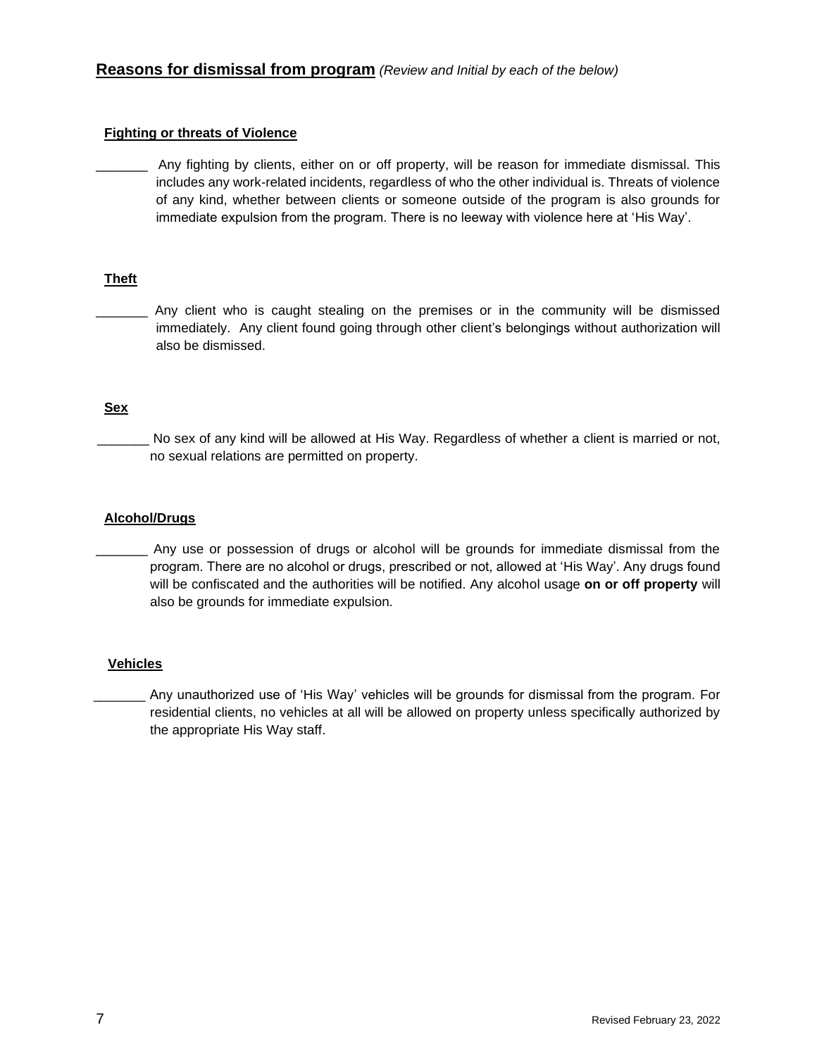## Reasons for dismissal from program *(Review and Initial by each of the below)*

### Fighting or threats of Violence

_______ Any fighting by clients, either on or off property, will be reason for immediate dismissal. This includes any work-related incidents, regardless of who the other individual is. Threats of violence of any kind, whether between clients or someone outside of the program is also grounds for immediate expulsion from the program. There is no leeway with violence here at 'His Way'.

### Theft

_______ Any client who is caught stealing on the premises or in the community will be dismissed immediately. Any client found going through other client's belongings without authorization will also be dismissed.

### Sex

_______ No sex of any kind will be allowed at His Way. Regardless of whether a client is married or not, no sexual relations are permitted on property.

### Alcohol/Drugs

_______ Any use or possession of drugs or alcohol will be grounds for immediate dismissal from the program. There are no alcohol or drugs, prescribed or not, allowed at 'His Way'. Any drugs found will be confiscated and the authorities will be notified. Any alcohol usage **on or off property** will also be grounds for immediate expulsion.

### Vehicles

_______ Any unauthorized use of 'His Way' vehicles will be grounds for dismissal from the program. For residential clients, no vehicles at all will be allowed on property unless specifically authorized by the appropriate His Way staff.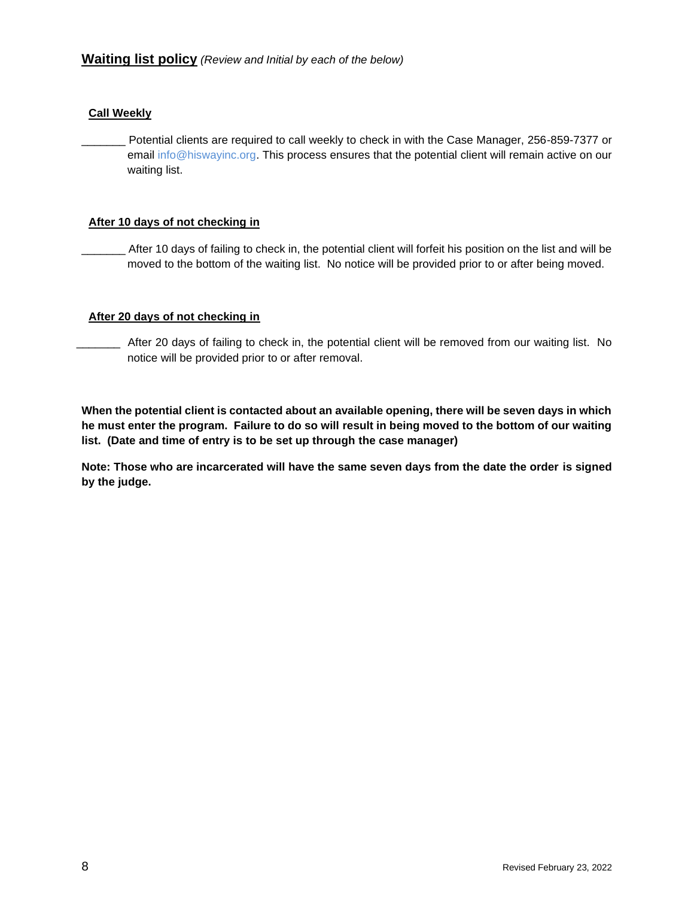## Waiting list policy *(Review and Initial by each of the below)*

**Call Weekly**

_______ Potential clients are required to call weekly to check in with the Case Manager, 256-859-7377 or email info@hiswayinc.org. This process ensures that the potential client will remain active on our waiting list.

**After 10 days of not checking in**

_______ After 10 days of failing to check in, the potential client will forfeit his position on the list and will be moved to the bottom of the waiting list. No notice will be provided prior to or after being moved.

**After 20 days of not checking in**

_______ After 20 days of failing to check in, the potential client will be removed from our waiting list. No notice will be provided prior to or after removal.

**When the potential client is contacted about an available opening, there will be seven days in which he must enter the program. Failure to do so will result in being moved to the bottom of our waiting list. (Date and time of entry is to be set up through the case manager)**

**Note: Those who are incarcerated will have the same seven days from the date the order is signed by the judge.**

Revised February 23, 2022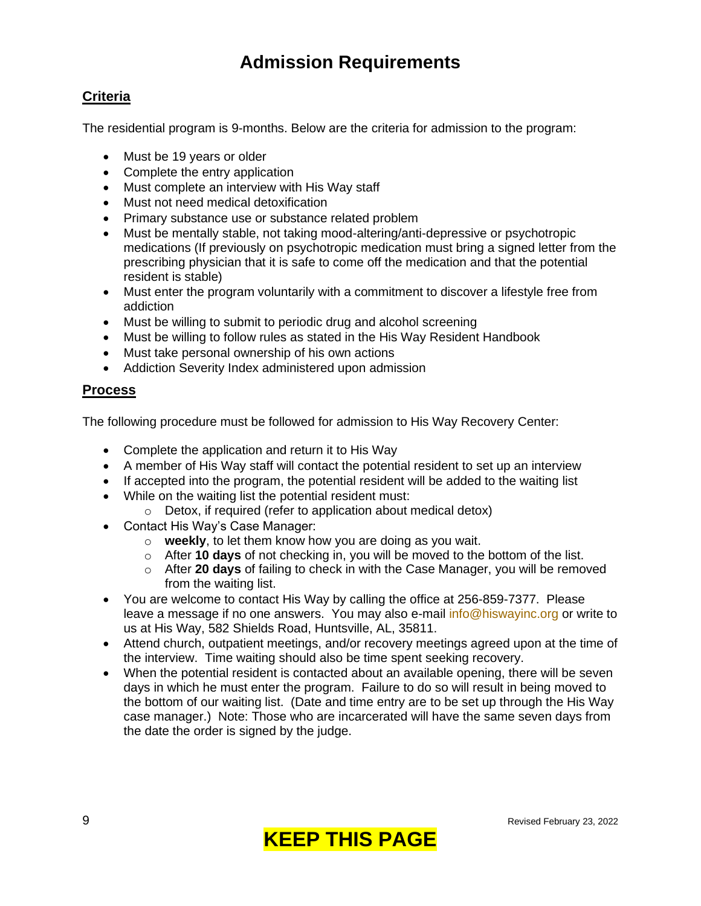# Admission Requirements

## Criteria

The residential program is 9-months. Below are the criteria for admission to the program:

- Must be 19 years or older
- Complete the entry application
- Must complete an interview with His Way staff
- Must not need medical detoxification
- Primary substance use or substance related problem
- Must be mentally stable, not taking mood-altering/anti-depressive or psychotropic medications (If previously on psychotropic medication must bring a signed letter from the prescribing physician that it is safe to come off the medication and that the potential resident is stable)
- Must enter the program voluntarily with a commitment to discover a lifestyle free from addiction
- Must be willing to submit to periodic drug and alcohol screening
- Must be willing to follow rules as stated in the His Way Resident Handbook
- Must take personal ownership of his own actions
- Addiction Severity Index administered upon admission

## Process

The following procedure must be followed for admission to His Way Recovery Center:

- Complete the application and return it to His Way
- A member of His Way staff will contact the potential resident to set up an interview
- If accepted into the program, the potential resident will be added to the waiting list
- While on the waiting list the potential resident must:
  - Detox, if required (refer to application about medical detox)
- Contact His Way's Case Manager:
  - **weekly**, to let them know how you are doing as you wait.
  - After **10 days** of not checking in, you will be moved to the bottom of the list.
  - After **20 days** of failing to check in with the Case Manager, you will be removed from the waiting list.
- You are welcome to contact His Way by calling the office at 256-859-7377. Please leave a message if no one answers. You may also e-mail info@hiswayinc.org or write to us at His Way, 582 Shields Road, Huntsville, AL, 35811.
- Attend church, outpatient meetings, and/or recovery meetings agreed upon at the time of the interview. Time waiting should also be time spent seeking recovery.
- When the potential resident is contacted about an available opening, there will be seven days in which he must enter the program. Failure to do so will result in being moved to the bottom of our waiting list. (Date and time entry are to be set up through the His Way case manager.) Note: Those who are incarcerated will have the same seven days from the date the order is signed by the judge.

Revised February 23, 2022

**KEEP THIS PAGE**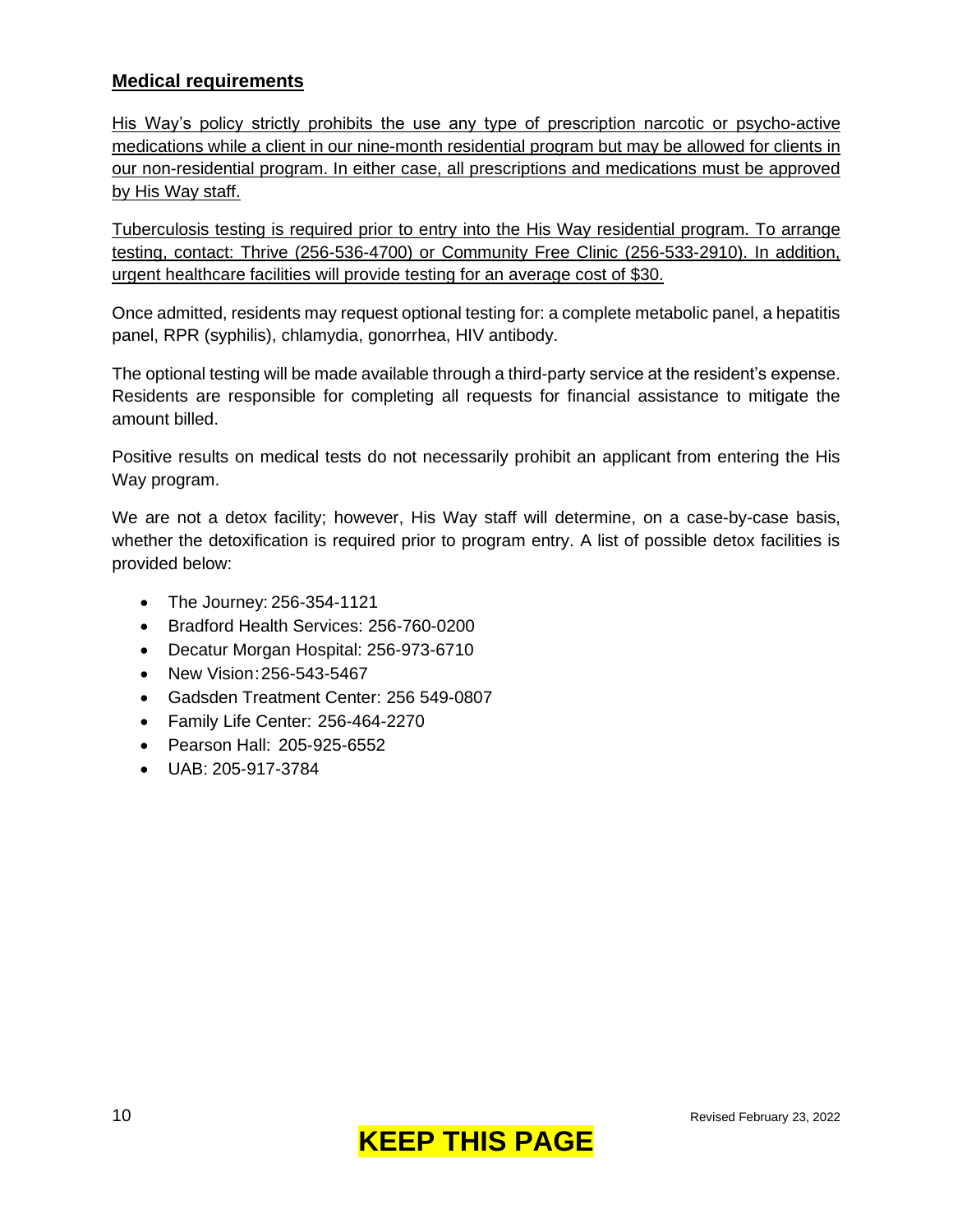## Medical requirements

His Way's policy strictly prohibits the use any type of prescription narcotic or psycho-active medications while a client in our nine-month residential program but may be allowed for clients in our non-residential program. In either case, all prescriptions and medications must be approved by His Way staff.

Tuberculosis testing is required prior to entry into the His Way residential program. To arrange testing, contact: Thrive (256-536-4700) or Community Free Clinic (256-533-2910). In addition, urgent healthcare facilities will provide testing for an average cost of $30.

Once admitted, residents may request optional testing for: a complete metabolic panel, a hepatitis panel, RPR (syphilis), chlamydia, gonorrhea, HIV antibody.

The optional testing will be made available through a third-party service at the resident's expense. Residents are responsible for completing all requests for financial assistance to mitigate the amount billed.

Positive results on medical tests do not necessarily prohibit an applicant from entering the His Way program.

We are not a detox facility; however, His Way staff will determine, on a case-by-case basis, whether the detoxification is required prior to program entry. A list of possible detox facilities is provided below:

- The Journey: 256-354-1121
- Bradford Health Services: 256-760-0200
- Decatur Morgan Hospital: 256-973-6710
- New Vision: 256-543-5467
- Gadsden Treatment Center: 256 549-0807
- Family Life Center: 256-464-2270
- Pearson Hall: 205-925-6552
- UAB: 205-917-3784

Revised February 23, 2022

**KEEP THIS PAGE**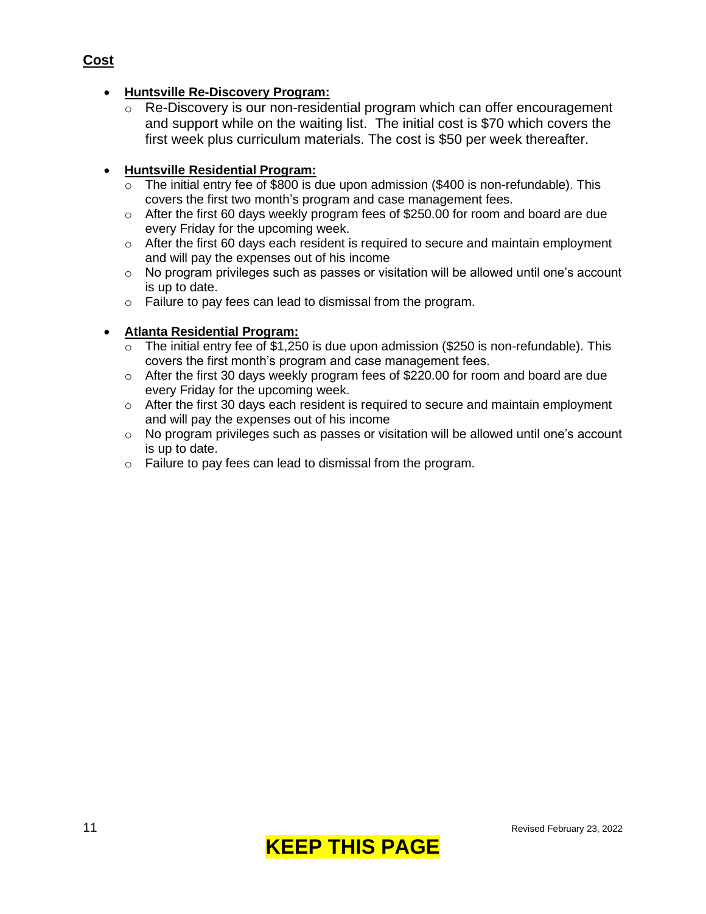## Cost

- **Huntsville Re-Discovery Program:**
  - Re-Discovery is our non-residential program which can offer encouragement and support while on the waiting list. The initial cost is $70 which covers the first week plus curriculum materials. The cost is $50 per week thereafter.

- **Huntsville Residential Program:**
  - The initial entry fee of $800 is due upon admission ($400 is non-refundable). This covers the first two month's program and case management fees.
  - After the first 60 days weekly program fees of $250.00 for room and board are due every Friday for the upcoming week.
  - After the first 60 days each resident is required to secure and maintain employment and will pay the expenses out of his income
  - No program privileges such as passes or visitation will be allowed until one's account is up to date.
  - Failure to pay fees can lead to dismissal from the program.

- **Atlanta Residential Program:**
  - The initial entry fee of $1,250 is due upon admission ($250 is non-refundable). This covers the first month's program and case management fees.
  - After the first 30 days weekly program fees of $220.00 for room and board are due every Friday for the upcoming week.
  - After the first 30 days each resident is required to secure and maintain employment and will pay the expenses out of his income
  - No program privileges such as passes or visitation will be allowed until one's account is up to date.
  - Failure to pay fees can lead to dismissal from the program.

Revised February 23, 2022

**KEEP THIS PAGE**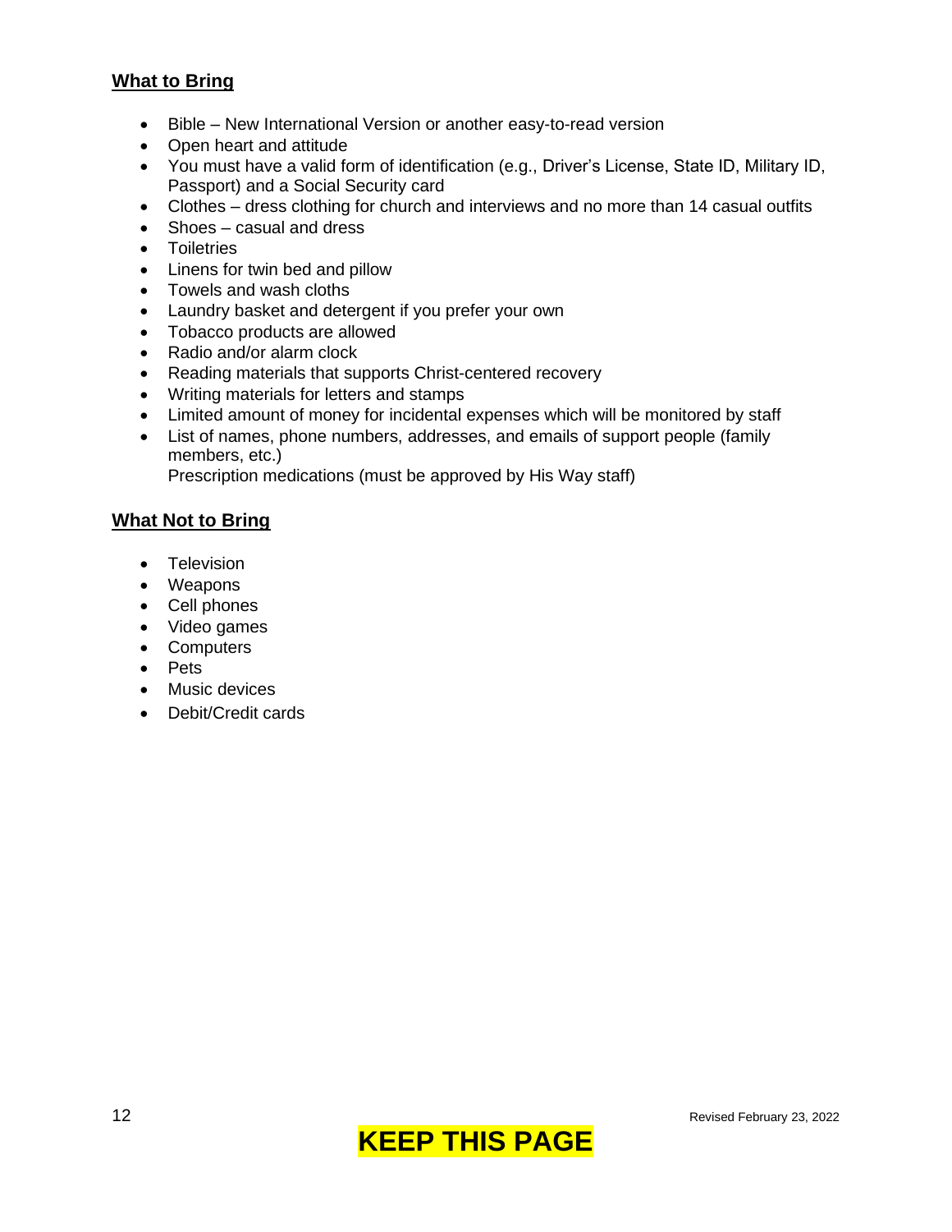## What to Bring

- Bible – New International Version or another easy-to-read version
- Open heart and attitude
- You must have a valid form of identification (e.g., Driver's License, State ID, Military ID, Passport) and a Social Security card
- Clothes – dress clothing for church and interviews and no more than 14 casual outfits
- Shoes – casual and dress
- Toiletries
- Linens for twin bed and pillow
- Towels and wash cloths
- Laundry basket and detergent if you prefer your own
- Tobacco products are allowed
- Radio and/or alarm clock
- Reading materials that supports Christ-centered recovery
- Writing materials for letters and stamps
- Limited amount of money for incidental expenses which will be monitored by staff
- List of names, phone numbers, addresses, and emails of support people (family members, etc.)
  Prescription medications (must be approved by His Way staff)

## What Not to Bring

- Television
- Weapons
- Cell phones
- Video games
- Computers
- Pets
- Music devices
- Debit/Credit cards

Revised February 23, 2022

**KEEP THIS PAGE**